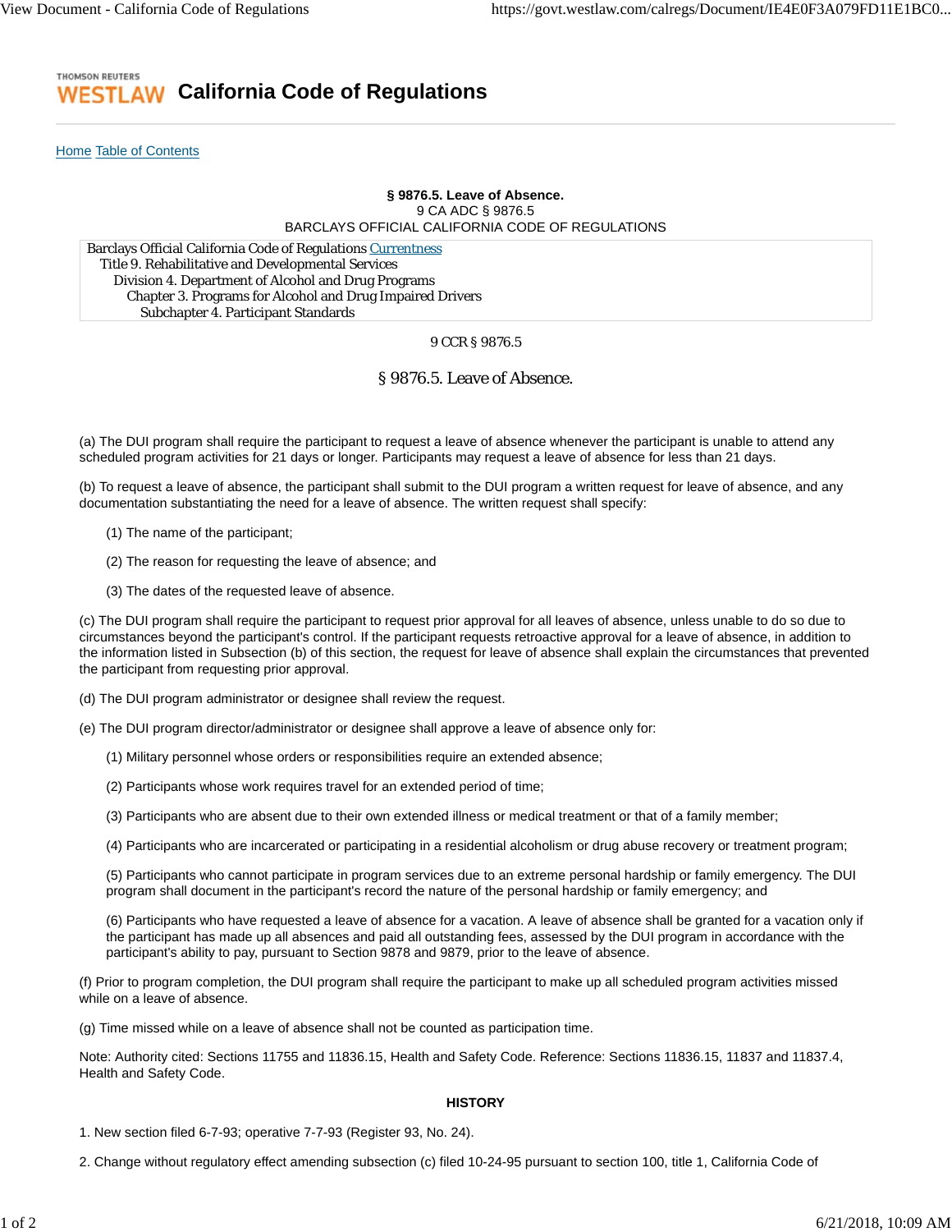# Thomson Reuters Westlaw California Code of Regulations

Home Table of Contents

**§ 9876.5. Leave of Absence.**
9 CA ADC § 9876.5
BARCLAYS OFFICIAL CALIFORNIA CODE OF REGULATIONS

Barclays Official California Code of Regulations Currentness
Title 9. Rehabilitative and Developmental Services
Division 4. Department of Alcohol and Drug Programs
Chapter 3. Programs for Alcohol and Drug Impaired Drivers
Subchapter 4. Participant Standards

9 CCR § 9876.5

## § 9876.5. Leave of Absence.

(a) The DUI program shall require the participant to request a leave of absence whenever the participant is unable to attend any scheduled program activities for 21 days or longer. Participants may request a leave of absence for less than 21 days.

(b) To request a leave of absence, the participant shall submit to the DUI program a written request for leave of absence, and any documentation substantiating the need for a leave of absence. The written request shall specify:

(1) The name of the participant;

(2) The reason for requesting the leave of absence; and

(3) The dates of the requested leave of absence.

(c) The DUI program shall require the participant to request prior approval for all leaves of absence, unless unable to do so due to circumstances beyond the participant's control. If the participant requests retroactive approval for a leave of absence, in addition to the information listed in Subsection (b) of this section, the request for leave of absence shall explain the circumstances that prevented the participant from requesting prior approval.

(d) The DUI program administrator or designee shall review the request.

(e) The DUI program director/administrator or designee shall approve a leave of absence only for:

(1) Military personnel whose orders or responsibilities require an extended absence;

(2) Participants whose work requires travel for an extended period of time;

(3) Participants who are absent due to their own extended illness or medical treatment or that of a family member;

(4) Participants who are incarcerated or participating in a residential alcoholism or drug abuse recovery or treatment program;

(5) Participants who cannot participate in program services due to an extreme personal hardship or family emergency. The DUI program shall document in the participant's record the nature of the personal hardship or family emergency; and

(6) Participants who have requested a leave of absence for a vacation. A leave of absence shall be granted for a vacation only if the participant has made up all absences and paid all outstanding fees, assessed by the DUI program in accordance with the participant's ability to pay, pursuant to Section 9878 and 9879, prior to the leave of absence.

(f) Prior to program completion, the DUI program shall require the participant to make up all scheduled program activities missed while on a leave of absence.

(g) Time missed while on a leave of absence shall not be counted as participation time.

Note: Authority cited: Sections 11755 and 11836.15, Health and Safety Code. Reference: Sections 11836.15, 11837 and 11837.4, Health and Safety Code.

**HISTORY**

1. New section filed 6-7-93; operative 7-7-93 (Register 93, No. 24).

2. Change without regulatory effect amending subsection (c) filed 10-24-95 pursuant to section 100, title 1, California Code of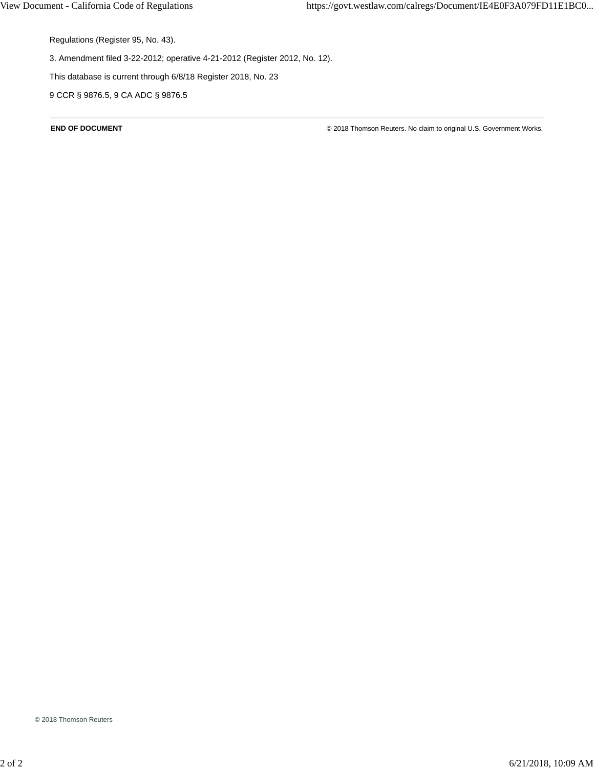Regulations (Register 95, No. 43).

3. Amendment filed 3-22-2012; operative 4-21-2012 (Register 2012, No. 12).

This database is current through 6/8/18 Register 2018, No. 23

9 CCR § 9876.5, 9 CA ADC § 9876.5

---

**END OF DOCUMENT** © 2018 Thomson Reuters. No claim to original U.S. Government Works.

© 2018 Thomson Reuters